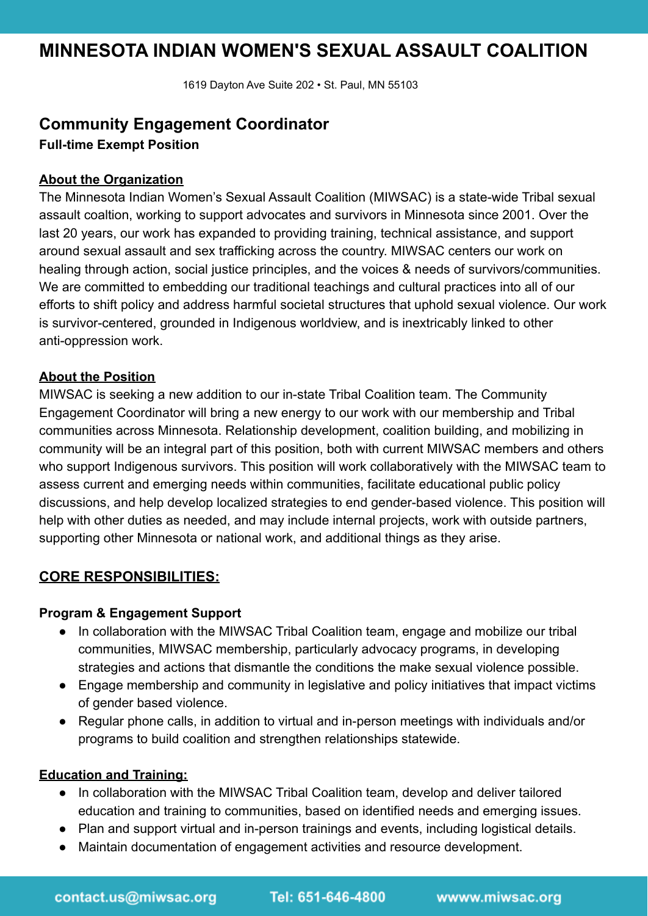# MINNESOTA INDIAN WOMEN'S SEXUAL ASSAULT COALITION

1619 Dayton Ave Suite 202 • St. Paul, MN 55103

## Community Engagement Coordinator

**Full-time Exempt Position**

**About the Organization**

The Minnesota Indian Women's Sexual Assault Coalition (MIWSAC) is a state-wide Tribal sexual assault coaltion, working to support advocates and survivors in Minnesota since 2001. Over the last 20 years, our work has expanded to providing training, technical assistance, and support around sexual assault and sex trafficking across the country. MIWSAC centers our work on healing through action, social justice principles, and the voices & needs of survivors/communities. We are committed to embedding our traditional teachings and cultural practices into all of our efforts to shift policy and address harmful societal structures that uphold sexual violence. Our work is survivor-centered, grounded in Indigenous worldview, and is inextricably linked to other anti-oppression work.

**About the Position**

MIWSAC is seeking a new addition to our in-state Tribal Coalition team. The Community Engagement Coordinator will bring a new energy to our work with our membership and Tribal communities across Minnesota. Relationship development, coalition building, and mobilizing in community will be an integral part of this position, both with current MIWSAC members and others who support Indigenous survivors. This position will work collaboratively with the MIWSAC team to assess current and emerging needs within communities, facilitate educational public policy discussions, and help develop localized strategies to end gender-based violence. This position will help with other duties as needed, and may include internal projects, work with outside partners, supporting other Minnesota or national work, and additional things as they arise.

### CORE RESPONSIBILITIES:

**Program & Engagement Support**

- In collaboration with the MIWSAC Tribal Coalition team, engage and mobilize our tribal communities, MIWSAC membership, particularly advocacy programs, in developing strategies and actions that dismantle the conditions the make sexual violence possible.
- Engage membership and community in legislative and policy initiatives that impact victims of gender based violence.
- Regular phone calls, in addition to virtual and in-person meetings with individuals and/or programs to build coalition and strengthen relationships statewide.

**Education and Training:**

- In collaboration with the MIWSAC Tribal Coalition team, develop and deliver tailored education and training to communities, based on identified needs and emerging issues.
- Plan and support virtual and in-person trainings and events, including logistical details.
- Maintain documentation of engagement activities and resource development.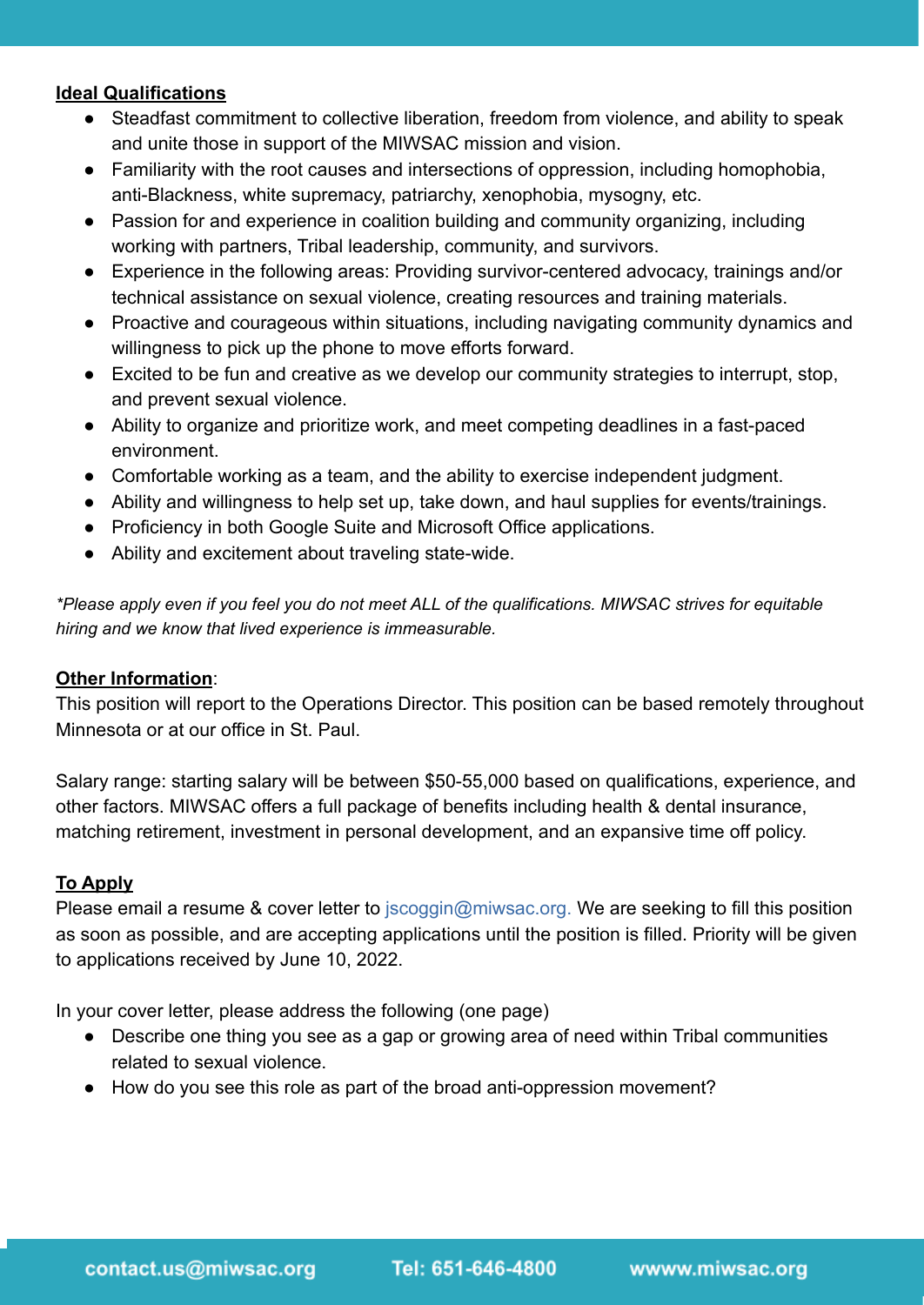**Ideal Qualifications**

- Steadfast commitment to collective liberation, freedom from violence, and ability to speak and unite those in support of the MIWSAC mission and vision.
- Familiarity with the root causes and intersections of oppression, including homophobia, anti-Blackness, white supremacy, patriarchy, xenophobia, mysogny, etc.
- Passion for and experience in coalition building and community organizing, including working with partners, Tribal leadership, community, and survivors.
- Experience in the following areas: Providing survivor-centered advocacy, trainings and/or technical assistance on sexual violence, creating resources and training materials.
- Proactive and courageous within situations, including navigating community dynamics and willingness to pick up the phone to move efforts forward.
- Excited to be fun and creative as we develop our community strategies to interrupt, stop, and prevent sexual violence.
- Ability to organize and prioritize work, and meet competing deadlines in a fast-paced environment.
- Comfortable working as a team, and the ability to exercise independent judgment.
- Ability and willingness to help set up, take down, and haul supplies for events/trainings.
- Proficiency in both Google Suite and Microsoft Office applications.
- Ability and excitement about traveling state-wide.

*\*Please apply even if you feel you do not meet ALL of the qualifications. MIWSAC strives for equitable hiring and we know that lived experience is immeasurable.*

**Other Information**:

This position will report to the Operations Director. This position can be based remotely throughout Minnesota or at our office in St. Paul.

Salary range: starting salary will be between $50-55,000 based on qualifications, experience, and other factors. MIWSAC offers a full package of benefits including health & dental insurance, matching retirement, investment in personal development, and an expansive time off policy.

**To Apply**

Please email a resume & cover letter to jscoggin@miwsac.org. We are seeking to fill this position as soon as possible, and are accepting applications until the position is filled. Priority will be given to applications received by June 10, 2022.

In your cover letter, please address the following (one page)

- Describe one thing you see as a gap or growing area of need within Tribal communities related to sexual violence.
- How do you see this role as part of the broad anti-oppression movement?